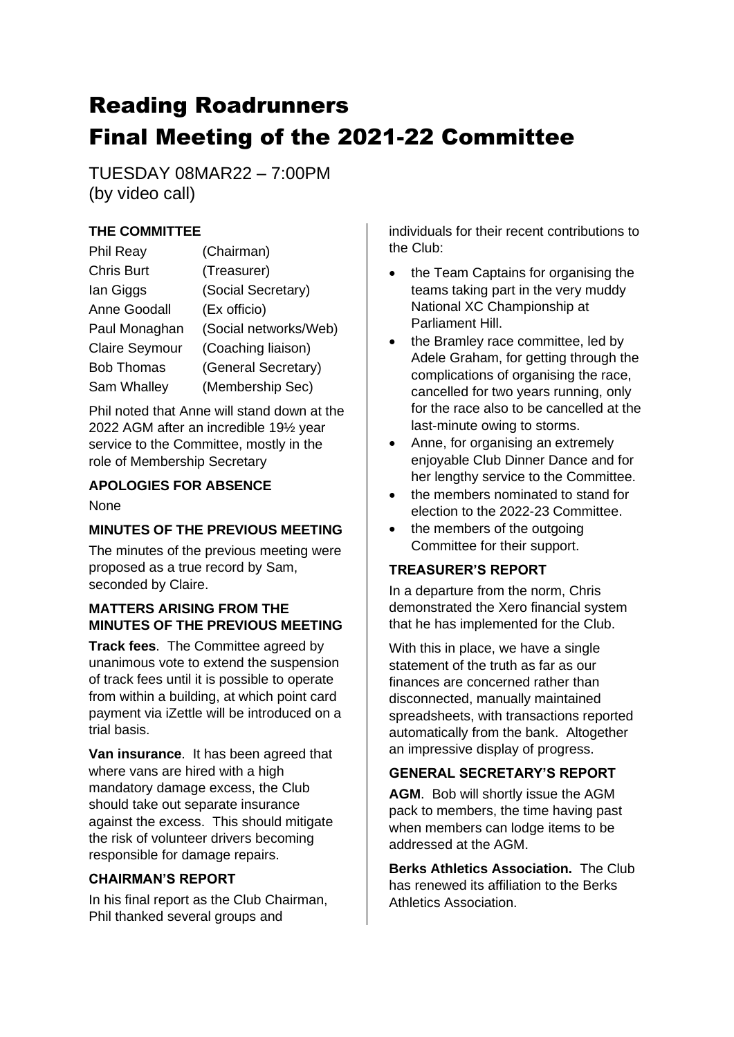# Reading Roadrunners
# Final Meeting of the 2021-22 Committee

TUESDAY 08MAR22 – 7:00PM
(by video call)

### THE COMMITTEE

| | |
|---|---|
| Phil Reay | (Chairman) |
| Chris Burt | (Treasurer) |
| Ian Giggs | (Social Secretary) |
| Anne Goodall | (Ex officio) |
| Paul Monaghan | (Social networks/Web) |
| Claire Seymour | (Coaching liaison) |
| Bob Thomas | (General Secretary) |
| Sam Whalley | (Membership Sec) |

Phil noted that Anne will stand down at the 2022 AGM after an incredible 19½ year service to the Committee, mostly in the role of Membership Secretary

### APOLOGIES FOR ABSENCE

None

### MINUTES OF THE PREVIOUS MEETING

The minutes of the previous meeting were proposed as a true record by Sam, seconded by Claire.

### MATTERS ARISING FROM THE MINUTES OF THE PREVIOUS MEETING

**Track fees**. The Committee agreed by unanimous vote to extend the suspension of track fees until it is possible to operate from within a building, at which point card payment via iZettle will be introduced on a trial basis.

**Van insurance**. It has been agreed that where vans are hired with a high mandatory damage excess, the Club should take out separate insurance against the excess. This should mitigate the risk of volunteer drivers becoming responsible for damage repairs.

### CHAIRMAN'S REPORT

In his final report as the Club Chairman, Phil thanked several groups and individuals for their recent contributions to the Club:

- the Team Captains for organising the teams taking part in the very muddy National XC Championship at Parliament Hill.
- the Bramley race committee, led by Adele Graham, for getting through the complications of organising the race, cancelled for two years running, only for the race also to be cancelled at the last-minute owing to storms.
- Anne, for organising an extremely enjoyable Club Dinner Dance and for her lengthy service to the Committee.
- the members nominated to stand for election to the 2022-23 Committee.
- the members of the outgoing Committee for their support.

### TREASURER'S REPORT

In a departure from the norm, Chris demonstrated the Xero financial system that he has implemented for the Club.

With this in place, we have a single statement of the truth as far as our finances are concerned rather than disconnected, manually maintained spreadsheets, with transactions reported automatically from the bank. Altogether an impressive display of progress.

### GENERAL SECRETARY'S REPORT

**AGM**. Bob will shortly issue the AGM pack to members, the time having past when members can lodge items to be addressed at the AGM.

**Berks Athletics Association.** The Club has renewed its affiliation to the Berks Athletics Association.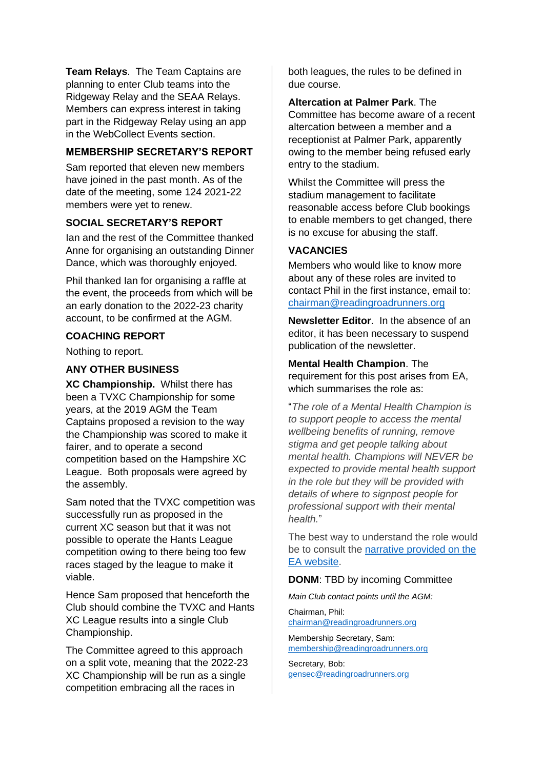**Team Relays**. The Team Captains are planning to enter Club teams into the Ridgeway Relay and the SEAA Relays. Members can express interest in taking part in the Ridgeway Relay using an app in the WebCollect Events section.

### MEMBERSHIP SECRETARY'S REPORT

Sam reported that eleven new members have joined in the past month. As of the date of the meeting, some 124 2021-22 members were yet to renew.

### SOCIAL SECRETARY'S REPORT

Ian and the rest of the Committee thanked Anne for organising an outstanding Dinner Dance, which was thoroughly enjoyed.

Phil thanked Ian for organising a raffle at the event, the proceeds from which will be an early donation to the 2022-23 charity account, to be confirmed at the AGM.

### COACHING REPORT

Nothing to report.

### ANY OTHER BUSINESS

**XC Championship.** Whilst there has been a TVXC Championship for some years, at the 2019 AGM the Team Captains proposed a revision to the way the Championship was scored to make it fairer, and to operate a second competition based on the Hampshire XC League. Both proposals were agreed by the assembly.

Sam noted that the TVXC competition was successfully run as proposed in the current XC season but that it was not possible to operate the Hants League competition owing to there being too few races staged by the league to make it viable.

Hence Sam proposed that henceforth the Club should combine the TVXC and Hants XC League results into a single Club Championship.

The Committee agreed to this approach on a split vote, meaning that the 2022-23 XC Championship will be run as a single competition embracing all the races in both leagues, the rules to be defined in due course.

**Altercation at Palmer Park**. The Committee has become aware of a recent altercation between a member and a receptionist at Palmer Park, apparently owing to the member being refused early entry to the stadium.

Whilst the Committee will press the stadium management to facilitate reasonable access before Club bookings to enable members to get changed, there is no excuse for abusing the staff.

### VACANCIES

Members who would like to know more about any of these roles are invited to contact Phil in the first instance, email to: [chairman@readingroadrunners.org](mailto:chairman@readingroadrunners.org)

**Newsletter Editor**. In the absence of an editor, it has been necessary to suspend publication of the newsletter.

**Mental Health Champion**. The requirement for this post arises from EA, which summarises the role as:

"*The role of a Mental Health Champion is to support people to access the mental wellbeing benefits of running, remove stigma and get people talking about mental health. Champions will NEVER be expected to provide mental health support in the role but they will be provided with details of where to signpost people for professional support with their mental health.*"

The best way to understand the role would be to consult the narrative provided on the EA website.

**DONM**: TBD by incoming Committee

*Main Club contact points until the AGM:*

Chairman, Phil:
[chairman@readingroadrunners.org](mailto:chairman@readingroadrunners.org)

Membership Secretary, Sam:
[membership@readingroadrunners.org](mailto:membership@readingroadrunners.org)

Secretary, Bob:
[gensec@readingroadrunners.org](mailto:gensec@readingroadrunners.org)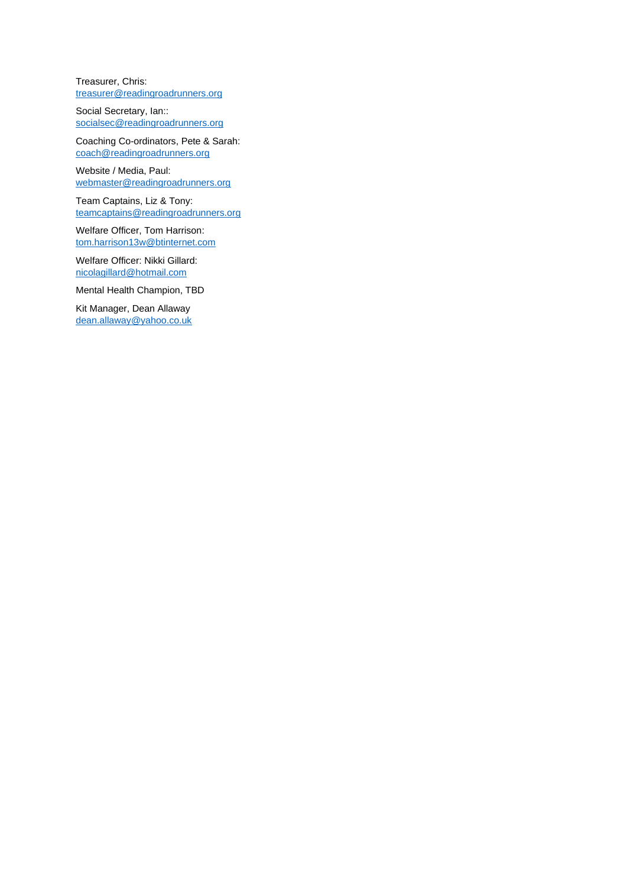Treasurer, Chris:
treasurer@readingroadrunners.org

Social Secretary, Ian::
socialsec@readingroadrunners.org

Coaching Co-ordinators, Pete & Sarah:
coach@readingroadrunners.org

Website / Media, Paul:
webmaster@readingroadrunners.org

Team Captains, Liz & Tony:
teamcaptains@readingroadrunners.org

Welfare Officer, Tom Harrison:
tom.harrison13w@btinternet.com

Welfare Officer: Nikki Gillard:
nicolagillard@hotmail.com

Mental Health Champion, TBD

Kit Manager, Dean Allaway
dean.allaway@yahoo.co.uk